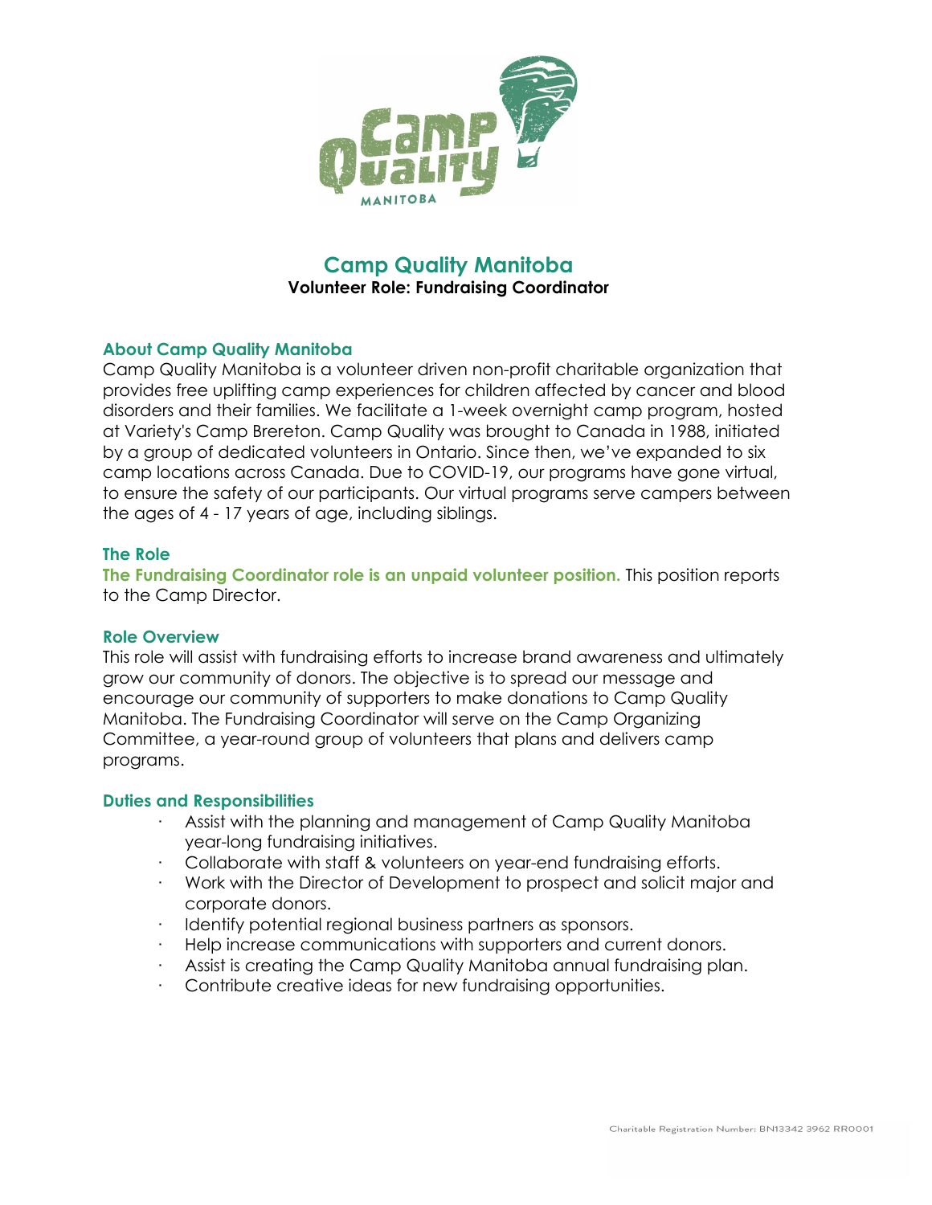# Camp Quality Manitoba

**Volunteer Role: Fundraising Coordinator**

## About Camp Quality Manitoba

Camp Quality Manitoba is a volunteer driven non-profit charitable organization that provides free uplifting camp experiences for children affected by cancer and blood disorders and their families. We facilitate a 1-week overnight camp program, hosted at Variety's Camp Brereton. Camp Quality was brought to Canada in 1988, initiated by a group of dedicated volunteers in Ontario. Since then, we've expanded to six camp locations across Canada. Due to COVID-19, our programs have gone virtual, to ensure the safety of our participants. Our virtual programs serve campers between the ages of 4 - 17 years of age, including siblings.

## The Role

**The Fundraising Coordinator role is an unpaid volunteer position.** This position reports to the Camp Director.

## Role Overview

This role will assist with fundraising efforts to increase brand awareness and ultimately grow our community of donors. The objective is to spread our message and encourage our community of supporters to make donations to Camp Quality Manitoba. The Fundraising Coordinator will serve on the Camp Organizing Committee, a year-round group of volunteers that plans and delivers camp programs.

## Duties and Responsibilities

- Assist with the planning and management of Camp Quality Manitoba year-long fundraising initiatives.
- Collaborate with staff & volunteers on year-end fundraising efforts.
- Work with the Director of Development to prospect and solicit major and corporate donors.
- Identify potential regional business partners as sponsors.
- Help increase communications with supporters and current donors.
- Assist is creating the Camp Quality Manitoba annual fundraising plan.
- Contribute creative ideas for new fundraising opportunities.

Charitable Registration Number: BN13342 3962 RR0001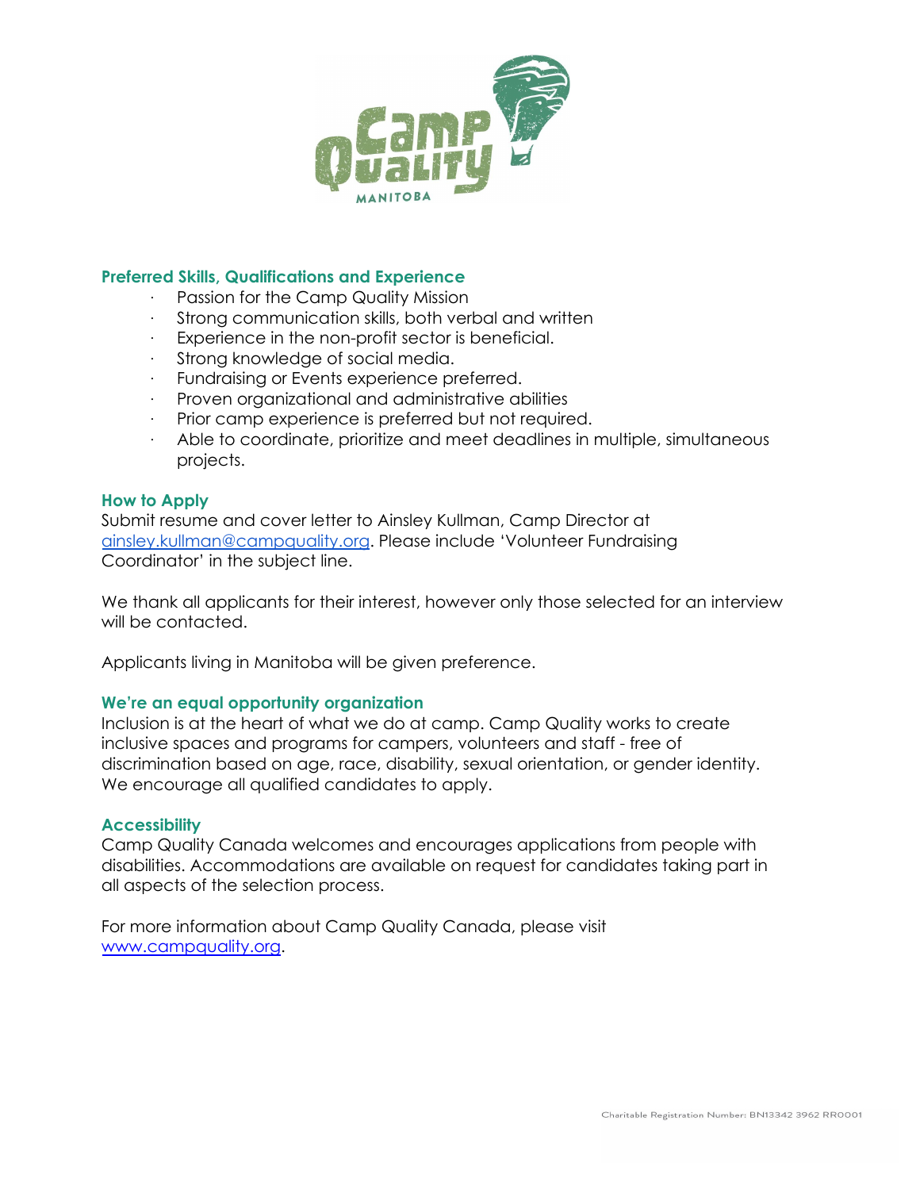## Preferred Skills, Qualifications and Experience

- Passion for the Camp Quality Mission
- Strong communication skills, both verbal and written
- Experience in the non-profit sector is beneficial.
- Strong knowledge of social media.
- Fundraising or Events experience preferred.
- Proven organizational and administrative abilities
- Prior camp experience is preferred but not required.
- Able to coordinate, prioritize and meet deadlines in multiple, simultaneous projects.

## How to Apply

Submit resume and cover letter to Ainsley Kullman, Camp Director at [ainsley.kullman@campquality.org](mailto:ainsley.kullman@campquality.org). Please include 'Volunteer Fundraising Coordinator' in the subject line.

We thank all applicants for their interest, however only those selected for an interview will be contacted.

Applicants living in Manitoba will be given preference.

## We're an equal opportunity organization

Inclusion is at the heart of what we do at camp. Camp Quality works to create inclusive spaces and programs for campers, volunteers and staff - free of discrimination based on age, race, disability, sexual orientation, or gender identity. We encourage all qualified candidates to apply.

## Accessibility

Camp Quality Canada welcomes and encourages applications from people with disabilities. Accommodations are available on request for candidates taking part in all aspects of the selection process.

For more information about Camp Quality Canada, please visit [www.campquality.org](http://www.campquality.org).

Charitable Registration Number: BN13342 3962 RR0001